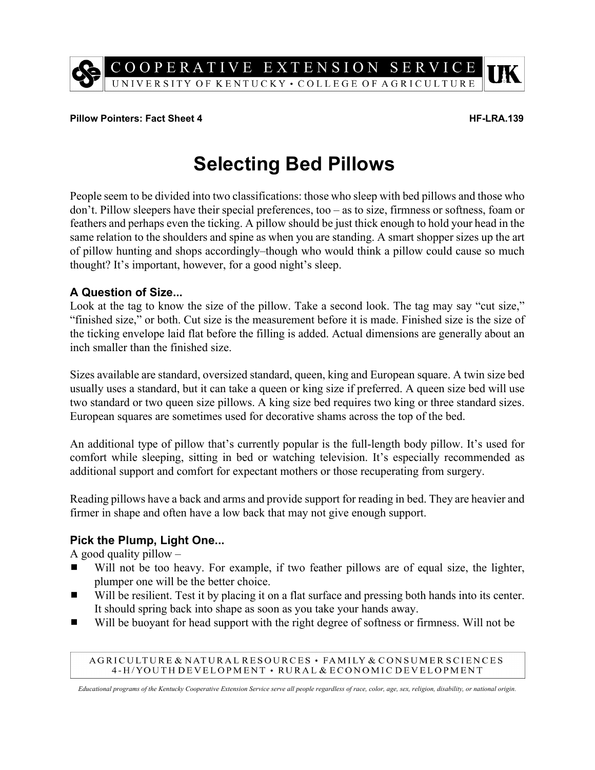**Pillow Pointers: Fact Sheet 4** **HF-LRA.139**

# Selecting Bed Pillows

People seem to be divided into two classifications: those who sleep with bed pillows and those who don't. Pillow sleepers have their special preferences, too – as to size, firmness or softness, foam or feathers and perhaps even the ticking. A pillow should be just thick enough to hold your head in the same relation to the shoulders and spine as when you are standing. A smart shopper sizes up the art of pillow hunting and shops accordingly–though who would think a pillow could cause so much thought? It's important, however, for a good night's sleep.

### A Question of Size...

Look at the tag to know the size of the pillow. Take a second look. The tag may say "cut size," "finished size," or both. Cut size is the measurement before it is made. Finished size is the size of the ticking envelope laid flat before the filling is added. Actual dimensions are generally about an inch smaller than the finished size.

Sizes available are standard, oversized standard, queen, king and European square. A twin size bed usually uses a standard, but it can take a queen or king size if preferred. A queen size bed will use two standard or two queen size pillows. A king size bed requires two king or three standard sizes. European squares are sometimes used for decorative shams across the top of the bed.

An additional type of pillow that's currently popular is the full-length body pillow. It's used for comfort while sleeping, sitting in bed or watching television. It's especially recommended as additional support and comfort for expectant mothers or those recuperating from surgery.

Reading pillows have a back and arms and provide support for reading in bed. They are heavier and firmer in shape and often have a low back that may not give enough support.

### Pick the Plump, Light One...

A good quality pillow –

- Will not be too heavy. For example, if two feather pillows are of equal size, the lighter, plumper one will be the better choice.
- Will be resilient. Test it by placing it on a flat surface and pressing both hands into its center. It should spring back into shape as soon as you take your hands away.
- Will be buoyant for head support with the right degree of softness or firmness. Will not be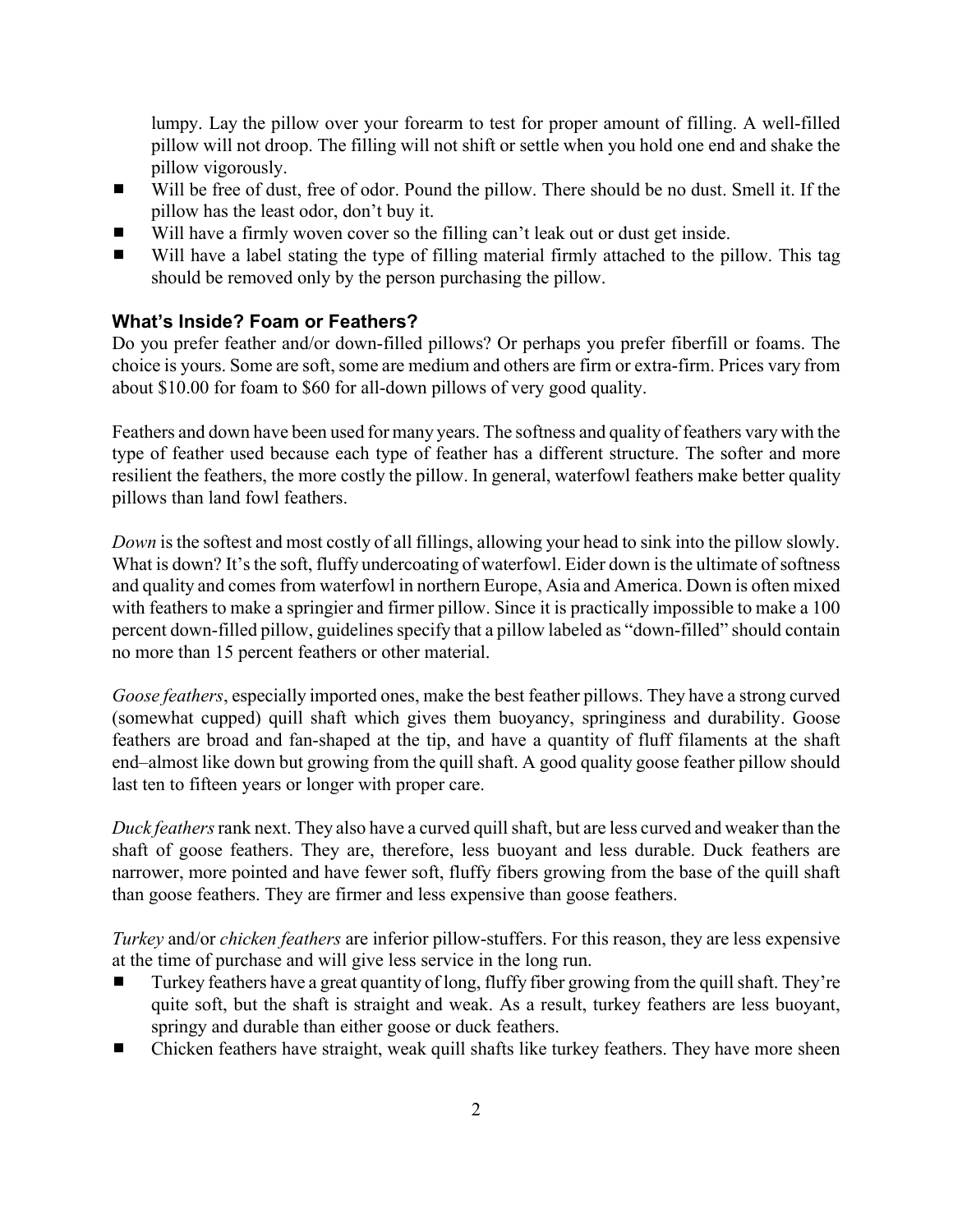lumpy. Lay the pillow over your forearm to test for proper amount of filling. A well-filled pillow will not droop. The filling will not shift or settle when you hold one end and shake the pillow vigorously.

- Will be free of dust, free of odor. Pound the pillow. There should be no dust. Smell it. If the pillow has the least odor, don't buy it.
- Will have a firmly woven cover so the filling can't leak out or dust get inside.
- Will have a label stating the type of filling material firmly attached to the pillow. This tag should be removed only by the person purchasing the pillow.

### What's Inside? Foam or Feathers?

Do you prefer feather and/or down-filled pillows? Or perhaps you prefer fiberfill or foams. The choice is yours. Some are soft, some are medium and others are firm or extra-firm. Prices vary from about $10.00 for foam to $60 for all-down pillows of very good quality.

Feathers and down have been used for many years. The softness and quality of feathers vary with the type of feather used because each type of feather has a different structure. The softer and more resilient the feathers, the more costly the pillow. In general, waterfowl feathers make better quality pillows than land fowl feathers.

*Down* is the softest and most costly of all fillings, allowing your head to sink into the pillow slowly. What is down? It's the soft, fluffy undercoating of waterfowl. Eider down is the ultimate of softness and quality and comes from waterfowl in northern Europe, Asia and America. Down is often mixed with feathers to make a springier and firmer pillow. Since it is practically impossible to make a 100 percent down-filled pillow, guidelines specify that a pillow labeled as "down-filled" should contain no more than 15 percent feathers or other material.

*Goose feathers*, especially imported ones, make the best feather pillows. They have a strong curved (somewhat cupped) quill shaft which gives them buoyancy, springiness and durability. Goose feathers are broad and fan-shaped at the tip, and have a quantity of fluff filaments at the shaft end–almost like down but growing from the quill shaft. A good quality goose feather pillow should last ten to fifteen years or longer with proper care.

*Duck feathers* rank next. They also have a curved quill shaft, but are less curved and weaker than the shaft of goose feathers. They are, therefore, less buoyant and less durable. Duck feathers are narrower, more pointed and have fewer soft, fluffy fibers growing from the base of the quill shaft than goose feathers. They are firmer and less expensive than goose feathers.

*Turkey* and/or *chicken feathers* are inferior pillow-stuffers. For this reason, they are less expensive at the time of purchase and will give less service in the long run.

- Turkey feathers have a great quantity of long, fluffy fiber growing from the quill shaft. They're quite soft, but the shaft is straight and weak. As a result, turkey feathers are less buoyant, springy and durable than either goose or duck feathers.
- Chicken feathers have straight, weak quill shafts like turkey feathers. They have more sheen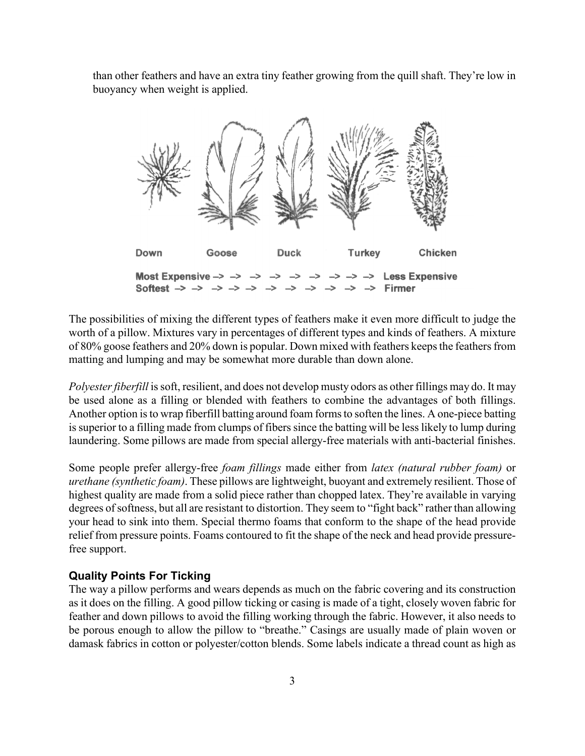than other feathers and have an extra tiny feather growing from the quill shaft. They're low in buoyancy when weight is applied.

Down Goose Duck Turkey Chicken

**Most Expensive –> –> –> –> –> –> –> –> –> Less Expensive**
**Softest –> –> –> –> –> –> –> –> –> –> –> Firmer**

The possibilities of mixing the different types of feathers make it even more difficult to judge the worth of a pillow. Mixtures vary in percentages of different types and kinds of feathers. A mixture of 80% goose feathers and 20% down is popular. Down mixed with feathers keeps the feathers from matting and lumping and may be somewhat more durable than down alone.

*Polyester fiberfill* is soft, resilient, and does not develop musty odors as other fillings may do. It may be used alone as a filling or blended with feathers to combine the advantages of both fillings. Another option is to wrap fiberfill batting around foam forms to soften the lines. A one-piece batting is superior to a filling made from clumps of fibers since the batting will be less likely to lump during laundering. Some pillows are made from special allergy-free materials with anti-bacterial finishes.

Some people prefer allergy-free *foam fillings* made either from *latex (natural rubber foam)* or *urethane (synthetic foam)*. These pillows are lightweight, buoyant and extremely resilient. Those of highest quality are made from a solid piece rather than chopped latex. They're available in varying degrees of softness, but all are resistant to distortion. They seem to "fight back" rather than allowing your head to sink into them. Special thermo foams that conform to the shape of the head provide relief from pressure points. Foams contoured to fit the shape of the neck and head provide pressure-free support.

### Quality Points For Ticking

The way a pillow performs and wears depends as much on the fabric covering and its construction as it does on the filling. A good pillow ticking or casing is made of a tight, closely woven fabric for feather and down pillows to avoid the filling working through the fabric. However, it also needs to be porous enough to allow the pillow to "breathe." Casings are usually made of plain woven or damask fabrics in cotton or polyester/cotton blends. Some labels indicate a thread count as high as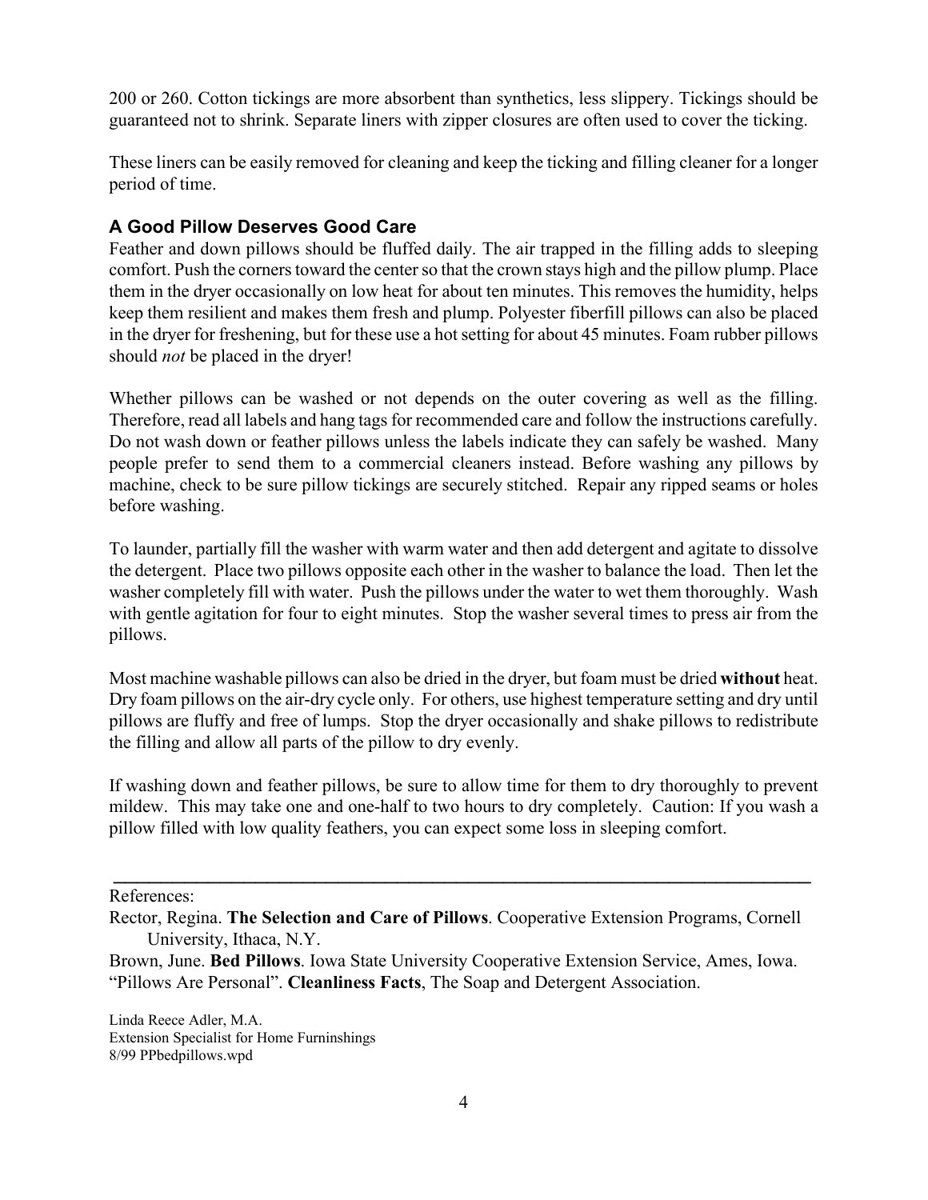200 or 260. Cotton tickings are more absorbent than synthetics, less slippery. Tickings should be guaranteed not to shrink. Separate liners with zipper closures are often used to cover the ticking.

These liners can be easily removed for cleaning and keep the ticking and filling cleaner for a longer period of time.

### A Good Pillow Deserves Good Care

Feather and down pillows should be fluffed daily. The air trapped in the filling adds to sleeping comfort. Push the corners toward the center so that the crown stays high and the pillow plump. Place them in the dryer occasionally on low heat for about ten minutes. This removes the humidity, helps keep them resilient and makes them fresh and plump. Polyester fiberfill pillows can also be placed in the dryer for freshening, but for these use a hot setting for about 45 minutes. Foam rubber pillows should *not* be placed in the dryer!

Whether pillows can be washed or not depends on the outer covering as well as the filling. Therefore, read all labels and hang tags for recommended care and follow the instructions carefully. Do not wash down or feather pillows unless the labels indicate they can safely be washed. Many people prefer to send them to a commercial cleaners instead. Before washing any pillows by machine, check to be sure pillow tickings are securely stitched. Repair any ripped seams or holes before washing.

To launder, partially fill the washer with warm water and then add detergent and agitate to dissolve the detergent. Place two pillows opposite each other in the washer to balance the load. Then let the washer completely fill with water. Push the pillows under the water to wet them thoroughly. Wash with gentle agitation for four to eight minutes. Stop the washer several times to press air from the pillows.

Most machine washable pillows can also be dried in the dryer, but foam must be dried **without** heat. Dry foam pillows on the air-dry cycle only. For others, use highest temperature setting and dry until pillows are fluffy and free of lumps. Stop the dryer occasionally and shake pillows to redistribute the filling and allow all parts of the pillow to dry evenly.

If washing down and feather pillows, be sure to allow time for them to dry thoroughly to prevent mildew. This may take one and one-half to two hours to dry completely. Caution: If you wash a pillow filled with low quality feathers, you can expect some loss in sleeping comfort.

---

References:

Rector, Regina. **The Selection and Care of Pillows**. Cooperative Extension Programs, Cornell University, Ithaca, N.Y.

Brown, June. **Bed Pillows**. Iowa State University Cooperative Extension Service, Ames, Iowa.

“Pillows Are Personal”. **Cleanliness Facts**, The Soap and Detergent Association.

Linda Reece Adler, M.A.
Extension Specialist for Home Furninshings
8/99 PPbedpillows.wpd